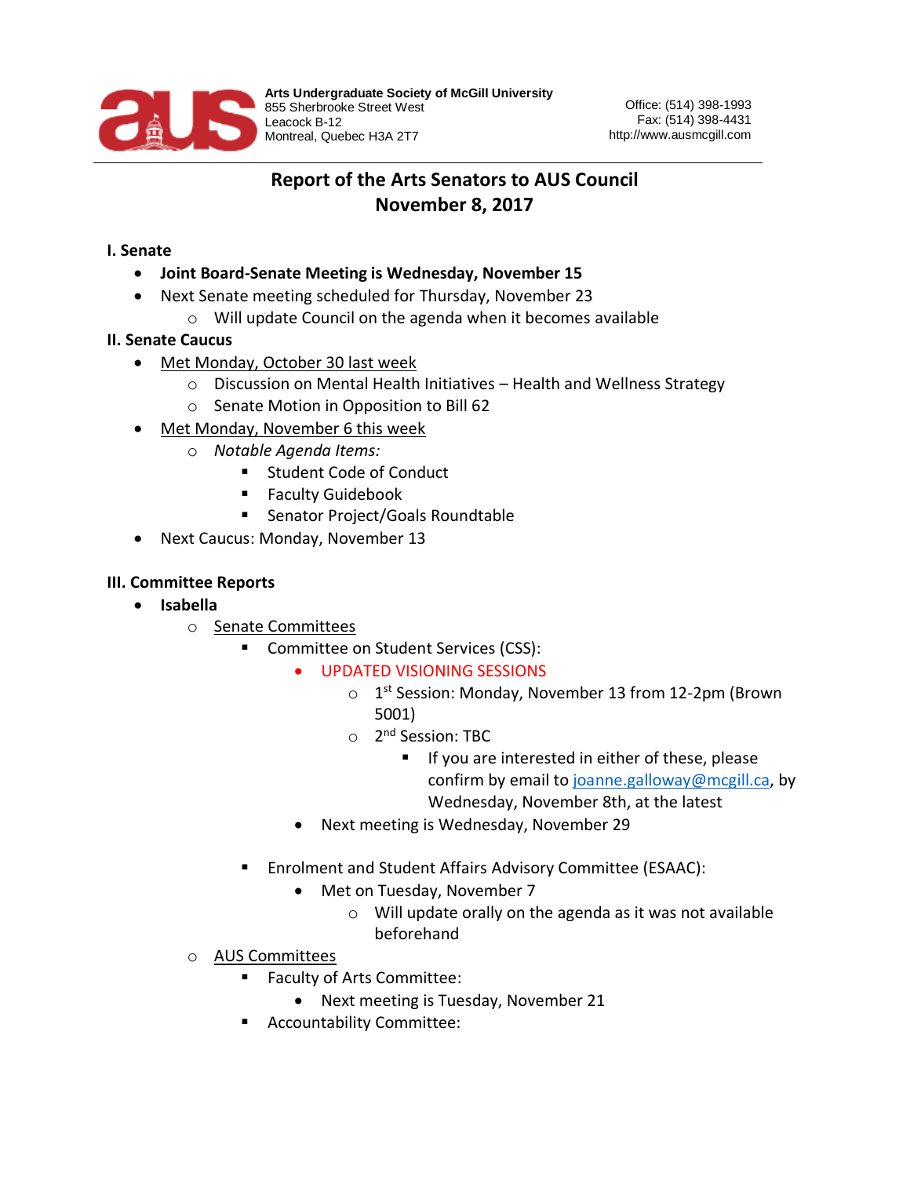**Arts Undergraduate Society of McGill University**
855 Sherbrooke Street West
Leacock B-12
Montreal, Quebec H3A 2T7

Office: (514) 398-1993
Fax: (514) 398-4431
http://www.ausmcgill.com

# Report of the Arts Senators to AUS Council
# November 8, 2017

### I. Senate

- **Joint Board-Senate Meeting is Wednesday, November 15**
- Next Senate meeting scheduled for Thursday, November 23
  - Will update Council on the agenda when it becomes available

### II. Senate Caucus

- Met Monday, October 30 last week
  - Discussion on Mental Health Initiatives – Health and Wellness Strategy
  - Senate Motion in Opposition to Bill 62
- Met Monday, November 6 this week
  - *Notable Agenda Items:*
    - Student Code of Conduct
    - Faculty Guidebook
    - Senator Project/Goals Roundtable
- Next Caucus: Monday, November 13

### III. Committee Reports

- **Isabella**
  - Senate Committees
    - Committee on Student Services (CSS):
      - UPDATED VISIONING SESSIONS
        - 1st Session: Monday, November 13 from 12-2pm (Brown 5001)
        - 2nd Session: TBC
          - If you are interested in either of these, please confirm by email to joanne.galloway@mcgill.ca, by Wednesday, November 8th, at the latest
      - Next meeting is Wednesday, November 29
    - Enrolment and Student Affairs Advisory Committee (ESAAC):
      - Met on Tuesday, November 7
        - Will update orally on the agenda as it was not available beforehand
  - AUS Committees
    - Faculty of Arts Committee:
      - Next meeting is Tuesday, November 21
    - Accountability Committee: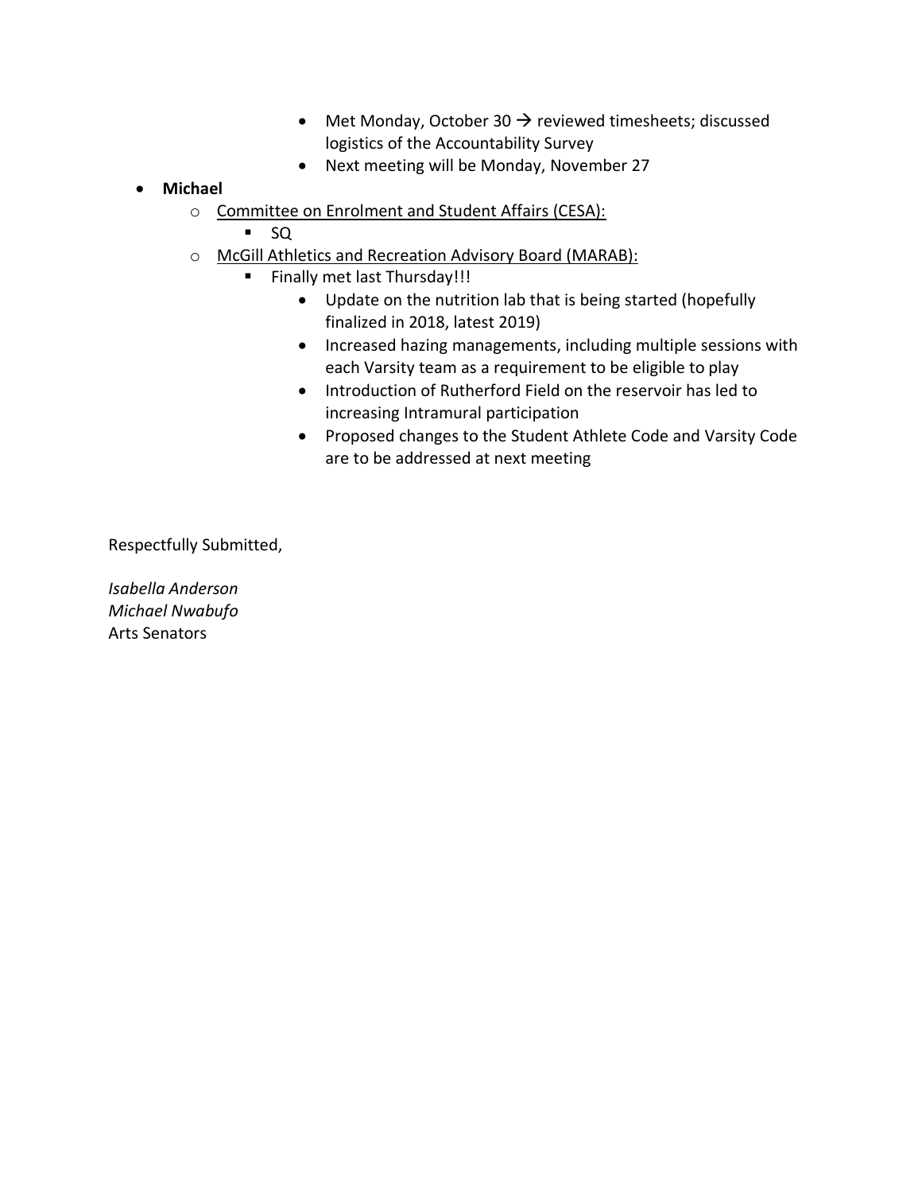- Met Monday, October 30 → reviewed timesheets; discussed logistics of the Accountability Survey
        - Next meeting will be Monday, November 27

- **Michael**
    - Committee on Enrolment and Student Affairs (CESA):
        - SQ
    - McGill Athletics and Recreation Advisory Board (MARAB):
        - Finally met last Thursday!!!
            - Update on the nutrition lab that is being started (hopefully finalized in 2018, latest 2019)
            - Increased hazing managements, including multiple sessions with each Varsity team as a requirement to be eligible to play
            - Introduction of Rutherford Field on the reservoir has led to increasing Intramural participation
            - Proposed changes to the Student Athlete Code and Varsity Code are to be addressed at next meeting

Respectfully Submitted,

*Isabella Anderson*
*Michael Nwabufo*
Arts Senators